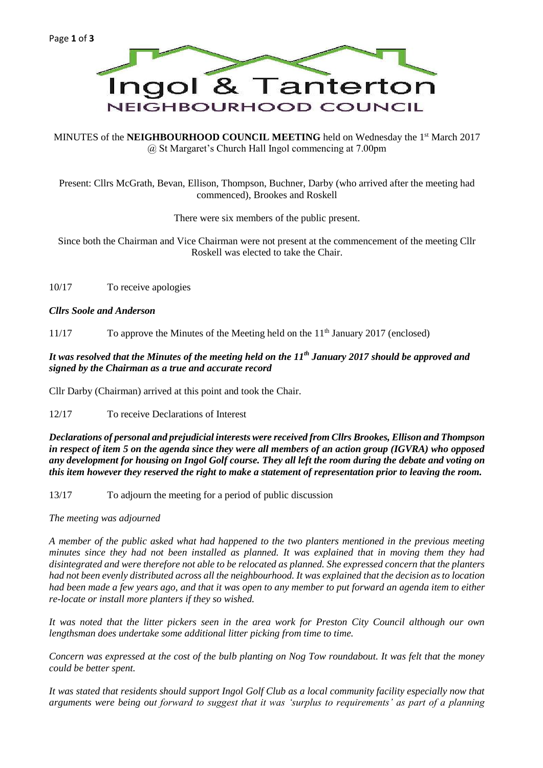# Ingol & Tanterton

## NEIGHBOURHOOD COUNCIL

MINUTES of the **NEIGHBOURHOOD COUNCIL MEETING** held on Wednesday the 1st March 2017 @ St Margaret's Church Hall Ingol commencing at 7.00pm

Present: Cllrs McGrath, Bevan, Ellison, Thompson, Buchner, Darby (who arrived after the meeting had commenced), Brookes and Roskell

There were six members of the public present.

Since both the Chairman and Vice Chairman were not present at the commencement of the meeting Cllr Roskell was elected to take the Chair.

10/17 To receive apologies

***Cllrs Soole and Anderson***

11/17 To approve the Minutes of the Meeting held on the 11th January 2017 (enclosed)

***It was resolved that the Minutes of the meeting held on the 11th January 2017 should be approved and signed by the Chairman as a true and accurate record***

Cllr Darby (Chairman) arrived at this point and took the Chair.

12/17 To receive Declarations of Interest

***Declarations of personal and prejudicial interests were received from Cllrs Brookes, Ellison and Thompson in respect of item 5 on the agenda since they were all members of an action group (IGVRA) who opposed any development for housing on Ingol Golf course. They all left the room during the debate and voting on this item however they reserved the right to make a statement of representation prior to leaving the room.***

13/17 To adjourn the meeting for a period of public discussion

*The meeting was adjourned*

*A member of the public asked what had happened to the two planters mentioned in the previous meeting minutes since they had not been installed as planned. It was explained that in moving them they had disintegrated and were therefore not able to be relocated as planned. She expressed concern that the planters had not been evenly distributed across all the neighbourhood. It was explained that the decision as to location had been made a few years ago, and that it was open to any member to put forward an agenda item to either re-locate or install more planters if they so wished.*

*It was noted that the litter pickers seen in the area work for Preston City Council although our own lengthsman does undertake some additional litter picking from time to time.*

*Concern was expressed at the cost of the bulb planting on Nog Tow roundabout. It was felt that the money could be better spent.*

*It was stated that residents should support Ingol Golf Club as a local community facility especially now that arguments were being out forward to suggest that it was 'surplus to requirements' as part of a planning*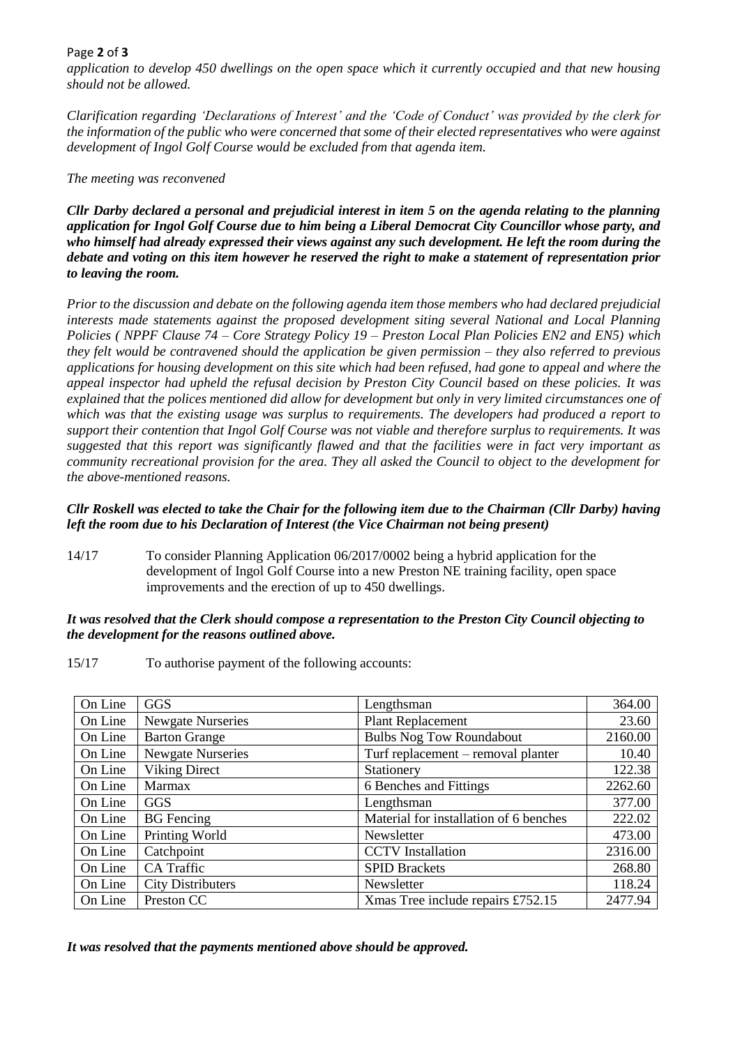*application to develop 450 dwellings on the open space which it currently occupied and that new housing should not be allowed.*

*Clarification regarding 'Declarations of Interest' and the 'Code of Conduct' was provided by the clerk for the information of the public who were concerned that some of their elected representatives who were against development of Ingol Golf Course would be excluded from that agenda item.*

*The meeting was reconvened*

***Cllr Darby declared a personal and prejudicial interest in item 5 on the agenda relating to the planning application for Ingol Golf Course due to him being a Liberal Democrat City Councillor whose party, and who himself had already expressed their views against any such development. He left the room during the debate and voting on this item however he reserved the right to make a statement of representation prior to leaving the room.***

*Prior to the discussion and debate on the following agenda item those members who had declared prejudicial interests made statements against the proposed development siting several National and Local Planning Policies ( NPPF Clause 74 – Core Strategy Policy 19 – Preston Local Plan Policies EN2 and EN5) which they felt would be contravened should the application be given permission – they also referred to previous applications for housing development on this site which had been refused, had gone to appeal and where the appeal inspector had upheld the refusal decision by Preston City Council based on these policies. It was explained that the polices mentioned did allow for development but only in very limited circumstances one of which was that the existing usage was surplus to requirements. The developers had produced a report to support their contention that Ingol Golf Course was not viable and therefore surplus to requirements. It was suggested that this report was significantly flawed and that the facilities were in fact very important as community recreational provision for the area. They all asked the Council to object to the development for the above-mentioned reasons.*

***Cllr Roskell was elected to take the Chair for the following item due to the Chairman (Cllr Darby) having left the room due to his Declaration of Interest (the Vice Chairman not being present)***

14/17 To consider Planning Application 06/2017/0002 being a hybrid application for the development of Ingol Golf Course into a new Preston NE training facility, open space improvements and the erection of up to 450 dwellings.

***It was resolved that the Clerk should compose a representation to the Preston City Council objecting to the development for the reasons outlined above.***

15/17 To authorise payment of the following accounts:

| | | | |
|---|---|---|---|
| On Line | GGS | Lengthsman | 364.00 |
| On Line | Newgate Nurseries | Plant Replacement | 23.60 |
| On Line | Barton Grange | Bulbs Nog Tow Roundabout | 2160.00 |
| On Line | Newgate Nurseries | Turf replacement – removal planter | 10.40 |
| On Line | Viking Direct | Stationery | 122.38 |
| On Line | Marmax | 6 Benches and Fittings | 2262.60 |
| On Line | GGS | Lengthsman | 377.00 |
| On Line | BG Fencing | Material for installation of 6 benches | 222.02 |
| On Line | Printing World | Newsletter | 473.00 |
| On Line | Catchpoint | CCTV Installation | 2316.00 |
| On Line | CA Traffic | SPID Brackets | 268.80 |
| On Line | City Distributers | Newsletter | 118.24 |
| On Line | Preston CC | Xmas Tree include repairs £752.15 | 2477.94 |

***It was resolved that the payments mentioned above should be approved.***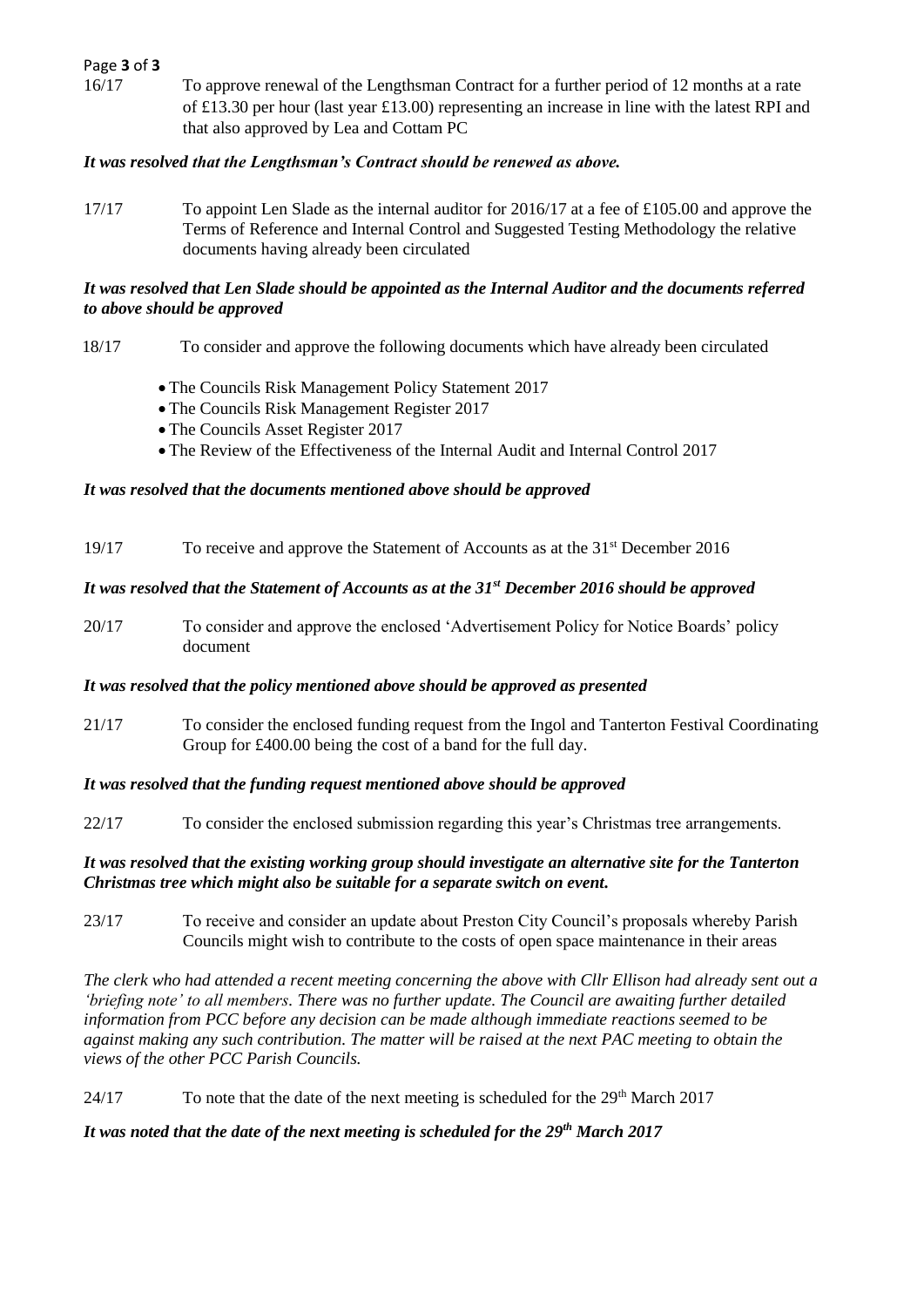16/17 To approve renewal of the Lengthsman Contract for a further period of 12 months at a rate of £13.30 per hour (last year £13.00) representing an increase in line with the latest RPI and that also approved by Lea and Cottam PC

***It was resolved that the Lengthsman's Contract should be renewed as above.***

17/17 To appoint Len Slade as the internal auditor for 2016/17 at a fee of £105.00 and approve the Terms of Reference and Internal Control and Suggested Testing Methodology the relative documents having already been circulated

***It was resolved that Len Slade should be appointed as the Internal Auditor and the documents referred to above should be approved***

18/17 To consider and approve the following documents which have already been circulated

- The Councils Risk Management Policy Statement 2017
- The Councils Risk Management Register 2017
- The Councils Asset Register 2017
- The Review of the Effectiveness of the Internal Audit and Internal Control 2017

***It was resolved that the documents mentioned above should be approved***

19/17 To receive and approve the Statement of Accounts as at the 31st December 2016

***It was resolved that the Statement of Accounts as at the 31st December 2016 should be approved***

20/17 To consider and approve the enclosed 'Advertisement Policy for Notice Boards' policy document

***It was resolved that the policy mentioned above should be approved as presented***

21/17 To consider the enclosed funding request from the Ingol and Tanterton Festival Coordinating Group for £400.00 being the cost of a band for the full day.

***It was resolved that the funding request mentioned above should be approved***

22/17 To consider the enclosed submission regarding this year's Christmas tree arrangements.

***It was resolved that the existing working group should investigate an alternative site for the Tanterton Christmas tree which might also be suitable for a separate switch on event.***

23/17 To receive and consider an update about Preston City Council's proposals whereby Parish Councils might wish to contribute to the costs of open space maintenance in their areas

*The clerk who had attended a recent meeting concerning the above with Cllr Ellison had already sent out a 'briefing note' to all members. There was no further update. The Council are awaiting further detailed information from PCC before any decision can be made although immediate reactions seemed to be against making any such contribution. The matter will be raised at the next PAC meeting to obtain the views of the other PCC Parish Councils.*

24/17 To note that the date of the next meeting is scheduled for the 29th March 2017

***It was noted that the date of the next meeting is scheduled for the 29th March 2017***